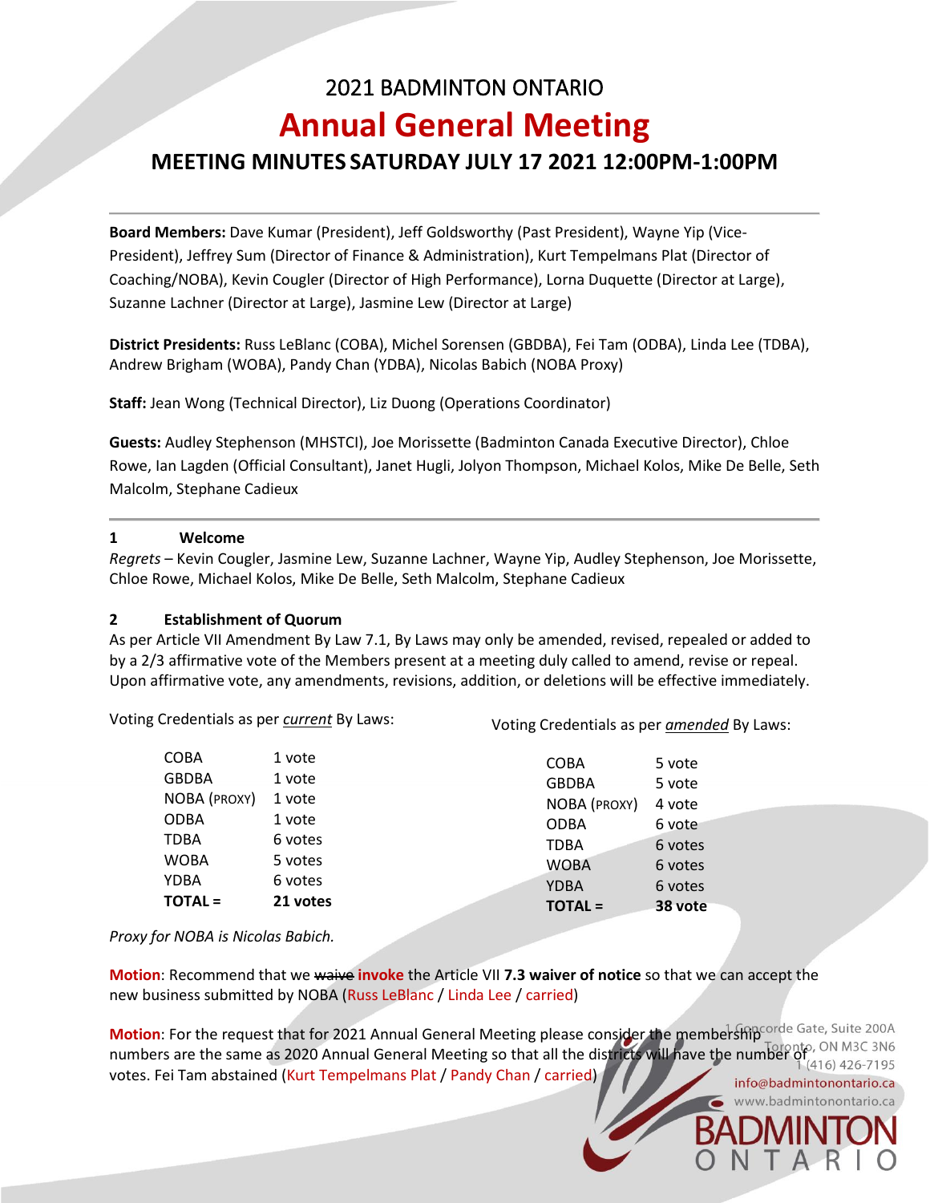# 2021 BADMINTON ONTARIO

# Annual General Meeting

## MEETING MINUTES SATURDAY JULY 17 2021 12:00PM-1:00PM

**Board Members:** Dave Kumar (President), Jeff Goldsworthy (Past President), Wayne Yip (Vice-President), Jeffrey Sum (Director of Finance & Administration), Kurt Tempelmans Plat (Director of Coaching/NOBA), Kevin Cougler (Director of High Performance), Lorna Duquette (Director at Large), Suzanne Lachner (Director at Large), Jasmine Lew (Director at Large)

**District Presidents:** Russ LeBlanc (COBA), Michel Sorensen (GBDBA), Fei Tam (ODBA), Linda Lee (TDBA), Andrew Brigham (WOBA), Pandy Chan (YDBA), Nicolas Babich (NOBA Proxy)

**Staff:** Jean Wong (Technical Director), Liz Duong (Operations Coordinator)

**Guests:** Audley Stephenson (MHSTCI), Joe Morissette (Badminton Canada Executive Director), Chloe Rowe, Ian Lagden (Official Consultant), Janet Hugli, Jolyon Thompson, Michael Kolos, Mike De Belle, Seth Malcolm, Stephane Cadieux

### 1 Welcome

*Regrets* – Kevin Cougler, Jasmine Lew, Suzanne Lachner, Wayne Yip, Audley Stephenson, Joe Morissette, Chloe Rowe, Michael Kolos, Mike De Belle, Seth Malcolm, Stephane Cadieux

### 2 Establishment of Quorum

As per Article VII Amendment By Law 7.1, By Laws may only be amended, revised, repealed or added to by a 2/3 affirmative vote of the Members present at a meeting duly called to amend, revise or repeal. Upon affirmative vote, any amendments, revisions, addition, or deletions will be effective immediately.

Voting Credentials as per *current* By Laws:

| | |
|---|---|
| COBA | 1 vote |
| GBDBA | 1 vote |
| NOBA (PROXY) | 1 vote |
| ODBA | 1 vote |
| TDBA | 6 votes |
| WOBA | 5 votes |
| YDBA | 6 votes |
| **TOTAL =** | **21 votes** |

Voting Credentials as per *amended* By Laws:

| | |
|---|---|
| COBA | 5 vote |
| GBDBA | 5 vote |
| NOBA (PROXY) | 4 vote |
| ODBA | 6 vote |
| TDBA | 6 votes |
| WOBA | 6 votes |
| YDBA | 6 votes |
| **TOTAL =** | **38 vote** |

*Proxy for NOBA is Nicolas Babich.*

**Motion**: Recommend that we ~~waive~~ **invoke** the Article VII **7.3 waiver of notice** so that we can accept the new business submitted by NOBA (Russ LeBlanc / Linda Lee / carried)

**Motion**: For the request that for 2021 Annual General Meeting please consider the membership numbers are the same as 2020 Annual General Meeting so that all the districts will have the number of votes. Fei Tam abstained (Kurt Tempelmans Plat / Pandy Chan / carried)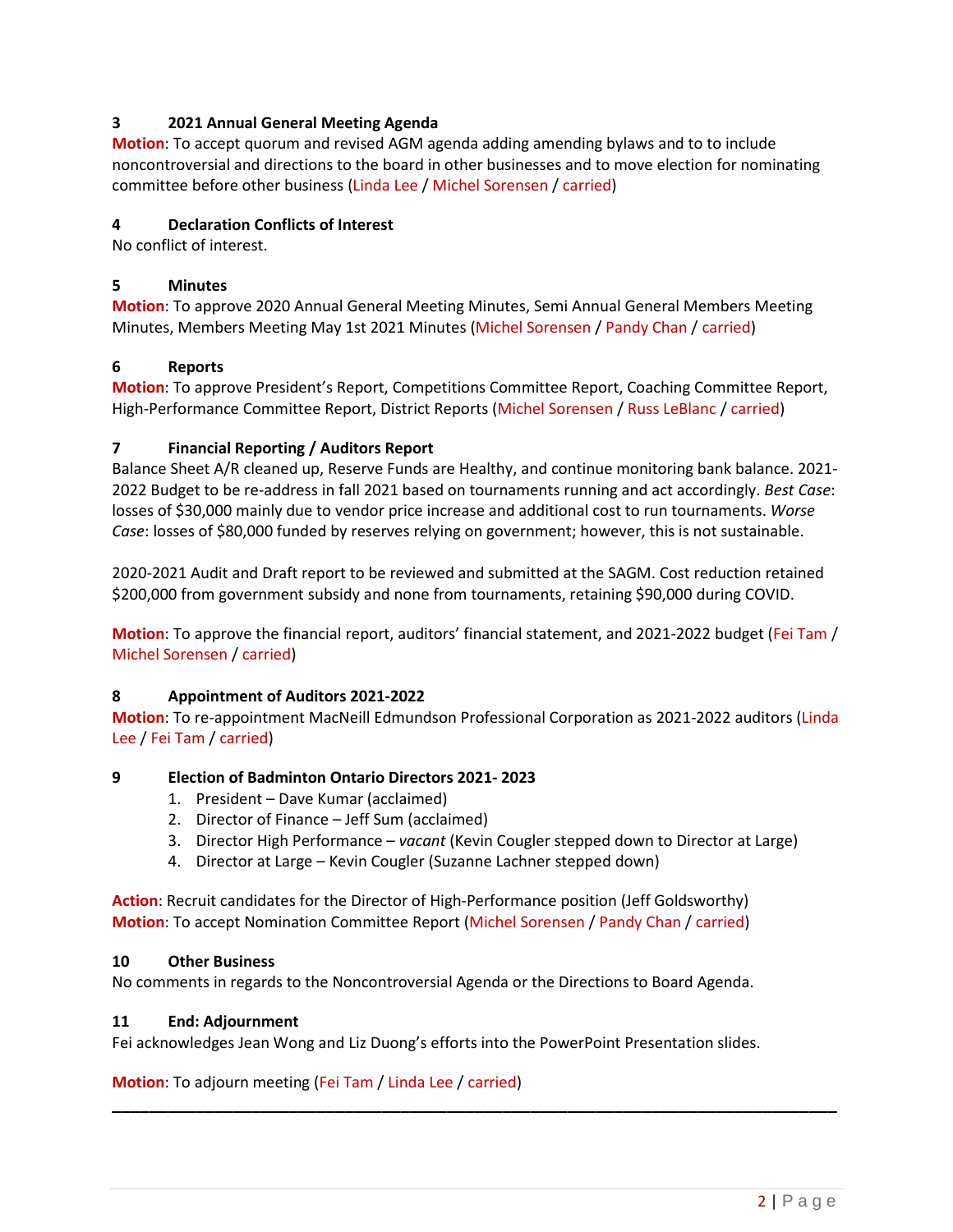### 3 2021 Annual General Meeting Agenda

**Motion**: To accept quorum and revised AGM agenda adding amending bylaws and to to include noncontroversial and directions to the board in other businesses and to move election for nominating committee before other business (Linda Lee / Michel Sorensen / carried)

### 4 Declaration Conflicts of Interest

No conflict of interest.

### 5 Minutes

**Motion**: To approve 2020 Annual General Meeting Minutes, Semi Annual General Members Meeting Minutes, Members Meeting May 1st 2021 Minutes (Michel Sorensen / Pandy Chan / carried)

### 6 Reports

**Motion**: To approve President's Report, Competitions Committee Report, Coaching Committee Report, High-Performance Committee Report, District Reports (Michel Sorensen / Russ LeBlanc / carried)

### 7 Financial Reporting / Auditors Report

Balance Sheet A/R cleaned up, Reserve Funds are Healthy, and continue monitoring bank balance. 2021-2022 Budget to be re-address in fall 2021 based on tournaments running and act accordingly. *Best Case*: losses of $30,000 mainly due to vendor price increase and additional cost to run tournaments. *Worse Case*: losses of $80,000 funded by reserves relying on government; however, this is not sustainable.

2020-2021 Audit and Draft report to be reviewed and submitted at the SAGM. Cost reduction retained $200,000 from government subsidy and none from tournaments, retaining $90,000 during COVID.

**Motion**: To approve the financial report, auditors' financial statement, and 2021-2022 budget (Fei Tam / Michel Sorensen / carried)

### 8 Appointment of Auditors 2021-2022

**Motion**: To re-appointment MacNeill Edmundson Professional Corporation as 2021-2022 auditors (Linda Lee / Fei Tam / carried)

### 9 Election of Badminton Ontario Directors 2021- 2023

1. President – Dave Kumar (acclaimed)
2. Director of Finance – Jeff Sum (acclaimed)
3. Director High Performance – *vacant* (Kevin Cougler stepped down to Director at Large)
4. Director at Large – Kevin Cougler (Suzanne Lachner stepped down)

**Action**: Recruit candidates for the Director of High-Performance position (Jeff Goldsworthy)
**Motion**: To accept Nomination Committee Report (Michel Sorensen / Pandy Chan / carried)

### 10 Other Business

No comments in regards to the Noncontroversial Agenda or the Directions to Board Agenda.

### 11 End: Adjournment

Fei acknowledges Jean Wong and Liz Duong's efforts into the PowerPoint Presentation slides.

**Motion**: To adjourn meeting (Fei Tam / Linda Lee / carried)

---